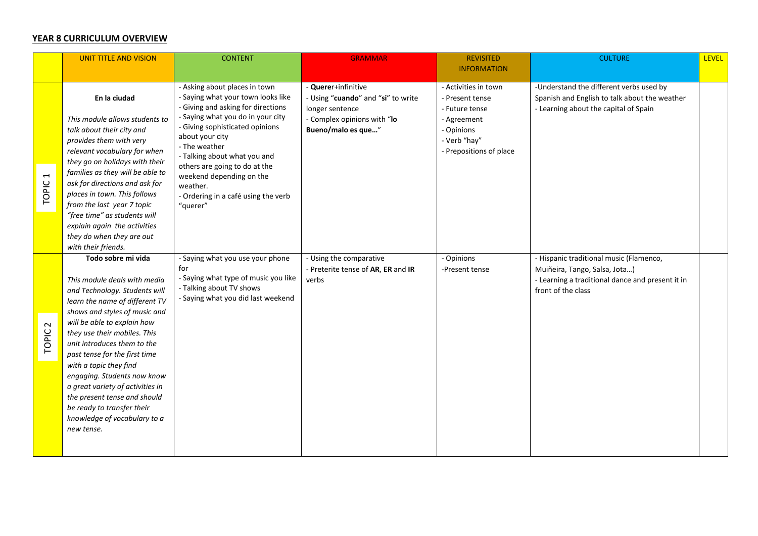**YEAR 8 CURRICULUM OVERVIEW**

| | UNIT TITLE AND VISION | CONTENT | GRAMMAR | REVISITED INFORMATION | CULTURE | LEVEL |
|---|---|---|---|---|---|---|
| TOPIC 1 | **En la ciudad**<br><br>*This module allows students to talk about their city and provides them with very relevant vocabulary for when they go on holidays with their families as they will be able to ask for directions and ask for places in town. This follows from the last year 7 topic "free time" as students will explain again the activities they do when they are out with their friends.* | - Asking about places in town<br>- Saying what your town looks like<br>- Giving and asking for directions<br>- Saying what you do in your city<br>- Giving sophisticated opinions about your city<br>- The weather<br>- Talking about what you and others are going to do at the weekend depending on the weather.<br>- Ordering in a café using the verb "querer" | - **Quere**r+infinitive<br>- Using "**cuando**" and "**si**" to write longer sentence<br>- Complex opinions with "**lo Bueno/malo es que…**" | - Activities in town<br>- Present tense<br>- Future tense<br>- Agreement<br>- Opinions<br>- Verb "hay"<br>- Prepositions of place | -Understand the different verbs used by Spanish and English to talk about the weather<br>- Learning about the capital of Spain | |
| TOPIC 2 | **Todo sobre mi vida**<br><br>*This module deals with media and Technology. Students will learn the name of different TV shows and styles of music and will be able to explain how they use their mobiles. This unit introduces them to the past tense for the first time with a topic they find engaging. Students now know a great variety of activities in the present tense and should be ready to transfer their knowledge of vocabulary to a new tense.* | - Saying what you use your phone for<br>- Saying what type of music you like<br>- Talking about TV shows<br>- Saying what you did last weekend | - Using the comparative<br>- Preterite tense of **AR**, **ER** and **IR** verbs | - Opinions<br>-Present tense | - Hispanic traditional music (Flamenco, Muiñeira, Tango, Salsa, Jota…)<br>- Learning a traditional dance and present it in front of the class | |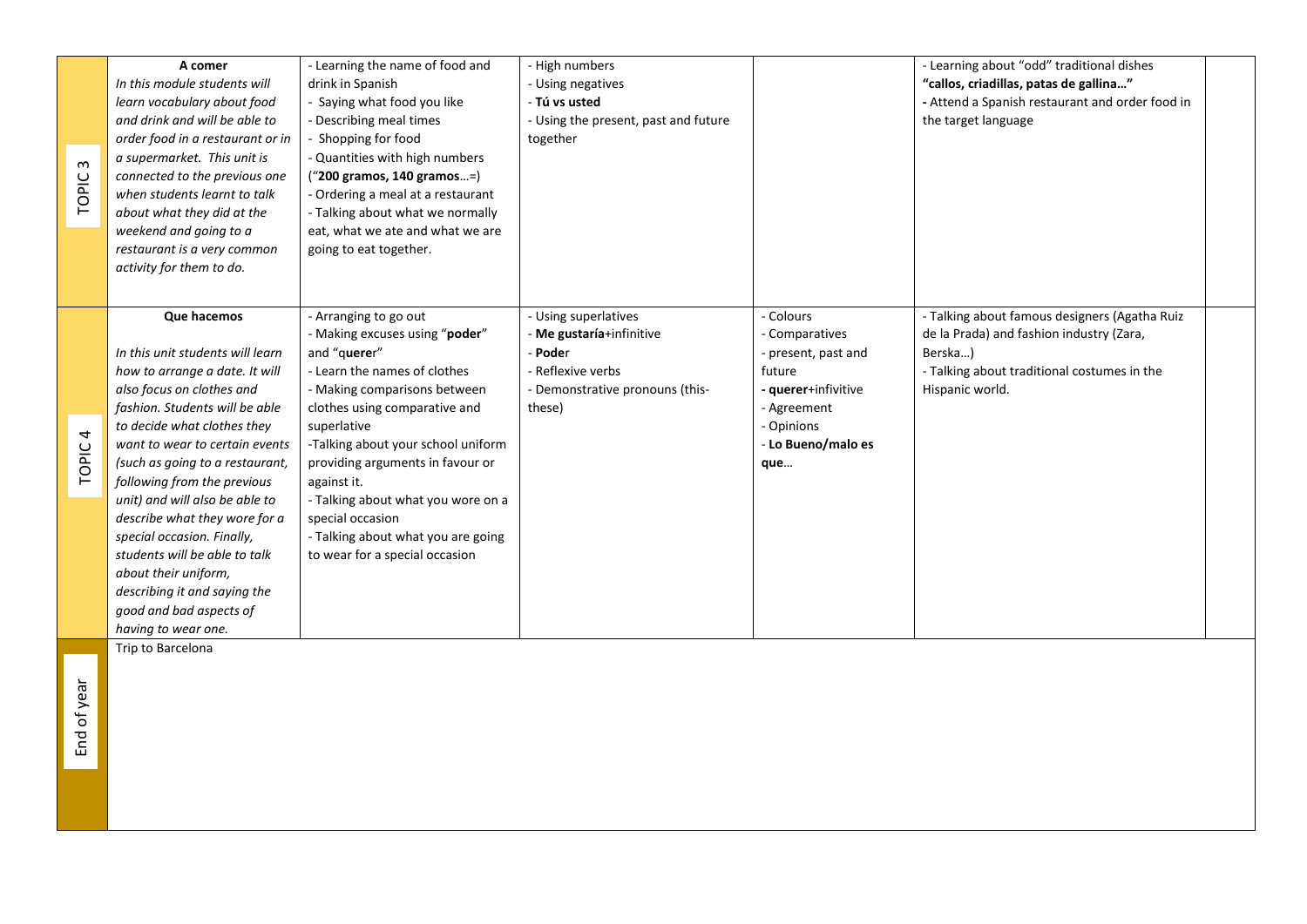| | | | | | | |
|---|---|---|---|---|---|---|
| TOPIC 3 | **A comer**<br>*In this module students will learn vocabulary about food and drink and will be able to order food in a restaurant or in a supermarket. This unit is connected to the previous one when students learnt to talk about what they did at the weekend and going to a restaurant is a very common activity for them to do.* | - Learning the name of food and drink in Spanish<br>- Saying what food you like<br>- Describing meal times<br>- Shopping for food<br>- Quantities with high numbers ("**200 gramos, 140 gramos**…=)<br>- Ordering a meal at a restaurant<br>- Talking about what we normally eat, what we ate and what we are going to eat together. | - High numbers<br>- Using negatives<br>- **Tú vs usted**<br>- Using the present, past and future together | | - Learning about "odd" traditional dishes **"callos, criadillas, patas de gallina…"**<br>**-** Attend a Spanish restaurant and order food in the target language | |
| TOPIC 4 | **Que hacemos**<br><br>*In this unit students will learn how to arrange a date. It will also focus on clothes and fashion. Students will be able to decide what clothes they want to wear to certain events (such as going to a restaurant, following from the previous unit) and will also be able to describe what they wore for a special occasion. Finally, students will be able to talk about their uniform, describing it and saying the good and bad aspects of having to wear one.* | - Arranging to go out<br>- Making excuses using "**poder**" and "q**uere**r"<br>- Learn the names of clothes<br>- Making comparisons between clothes using comparative and superlative<br>-Talking about your school uniform providing arguments in favour or against it.<br>- Talking about what you wore on a special occasion<br>- Talking about what you are going to wear for a special occasion | - Using superlatives<br>- **Me gustaría**+infinitive<br>- **Pode**r<br>- Reflexive verbs<br>- Demonstrative pronouns (this-these) | - Colours<br>- Comparatives<br>- present, past and future<br>**- querer**+infivitive<br>- Agreement<br>- Opinions<br>- **Lo Bueno/malo es que**… | - Talking about famous designers (Agatha Ruiz de la Prada) and fashion industry (Zara, Berska…)<br>- Talking about traditional costumes in the Hispanic world. | |
| End of year | Trip to Barcelona | | | | | |